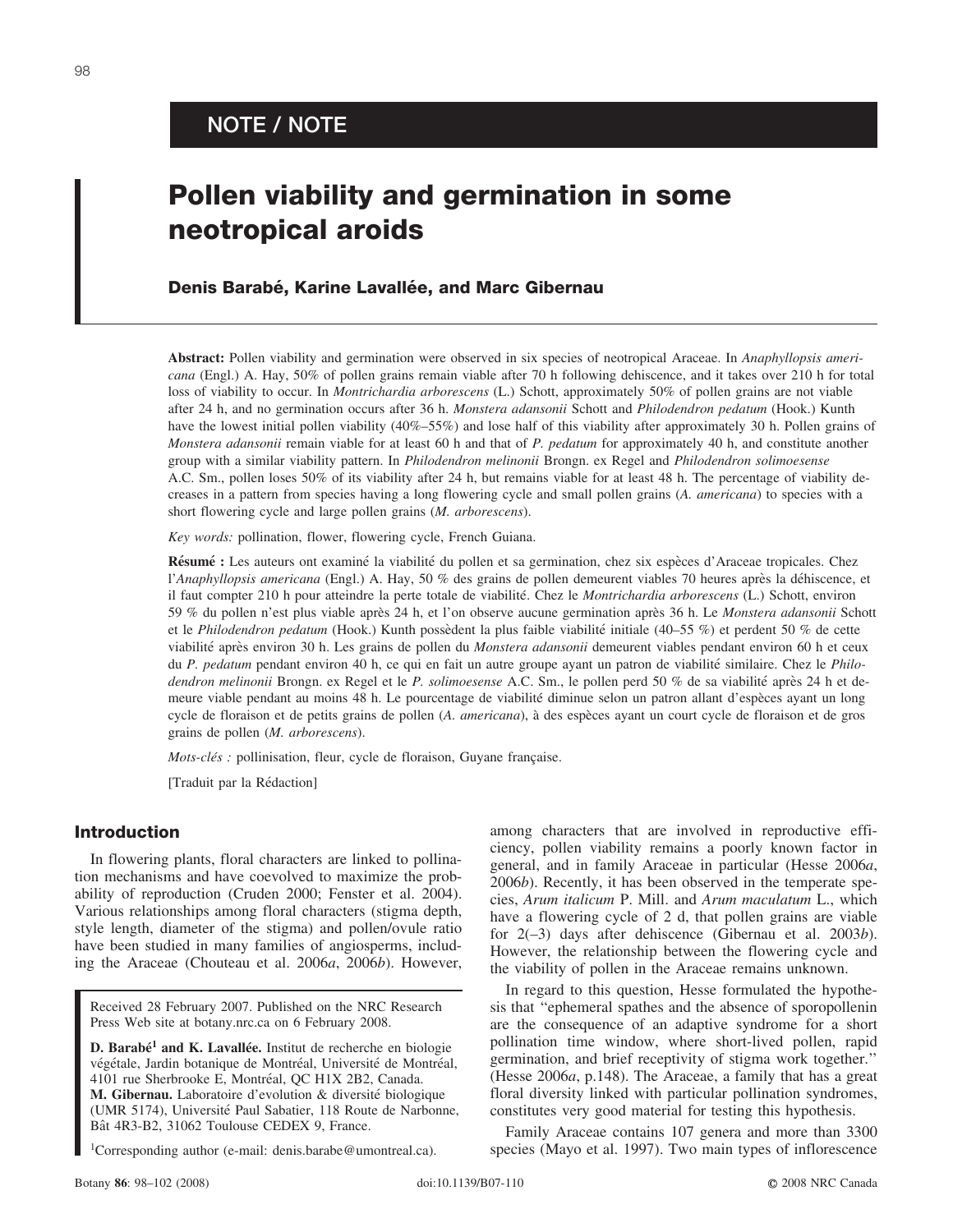NOTE / NOTE

# Pollen viability and germination in some neotropical aroids

**Denis Barabé, Karine Lavallée, and Marc Gibernau**

**Abstract:** Pollen viability and germination were observed in six species of neotropical Araceae. In *Anaphyllopsis americana* (Engl.) A. Hay, 50% of pollen grains remain viable after 70 h following dehiscence, and it takes over 210 h for total loss of viability to occur. In *Montrichardia arborescens* (L.) Schott, approximately 50% of pollen grains are not viable after 24 h, and no germination occurs after 36 h. *Monstera adansonii* Schott and *Philodendron pedatum* (Hook.) Kunth have the lowest initial pollen viability (40%–55%) and lose half of this viability after approximately 30 h. Pollen grains of *Monstera adansonii* remain viable for at least 60 h and that of *P. pedatum* for approximately 40 h, and constitute another group with a similar viability pattern. In *Philodendron melinonii* Brongn. ex Regel and *Philodendron solimoesense* A.C. Sm., pollen loses 50% of its viability after 24 h, but remains viable for at least 48 h. The percentage of viability decreases in a pattern from species having a long flowering cycle and small pollen grains (*A. americana*) to species with a short flowering cycle and large pollen grains (*M. arborescens*).

*Key words:* pollination, flower, flowering cycle, French Guiana.

**Résumé :** Les auteurs ont examiné la viabilité du pollen et sa germination, chez six espèces d'Araceae tropicales. Chez l'*Anaphyllopsis americana* (Engl.) A. Hay, 50 % des grains de pollen demeurent viables 70 heures après la déhiscence, et il faut compter 210 h pour atteindre la perte totale de viabilité. Chez le *Montrichardia arborescens* (L.) Schott, environ 59 % du pollen n'est plus viable après 24 h, et l'on observe aucune germination après 36 h. Le *Monstera adansonii* Schott et le *Philodendron pedatum* (Hook.) Kunth possèdent la plus faible viabilité initiale (40–55 %) et perdent 50 % de cette viabilité après environ 30 h. Les grains de pollen du *Monstera adansonii* demeurent viables pendant environ 60 h et ceux du *P. pedatum* pendant environ 40 h, ce qui en fait un autre groupe ayant un patron de viabilité similaire. Chez le *Philodendron melinonii* Brongn. ex Regel et le *P. solimoesense* A.C. Sm., le pollen perd 50 % de sa viabilité après 24 h et demeure viable pendant au moins 48 h. Le pourcentage de viabilité diminue selon un patron allant d'espèces ayant un long cycle de floraison et de petits grains de pollen (*A. americana*), à des espèces ayant un court cycle de floraison et de gros grains de pollen (*M. arborescens*).

*Mots-clés :* pollinisation, fleur, cycle de floraison, Guyane française.

[Traduit par la Rédaction]

## Introduction

In flowering plants, floral characters are linked to pollination mechanisms and have coevolved to maximize the probability of reproduction (Cruden 2000; Fenster et al. 2004). Various relationships among floral characters (stigma depth, style length, diameter of the stigma) and pollen/ovule ratio have been studied in many families of angiosperms, including the Araceae (Chouteau et al. 2006*a*, 2006*b*). However, among characters that are involved in reproductive efficiency, pollen viability remains a poorly known factor in general, and in family Araceae in particular (Hesse 2006*a*, 2006*b*). Recently, it has been observed in the temperate species, *Arum italicum* P. Mill. and *Arum maculatum* L., which have a flowering cycle of 2 d, that pollen grains are viable for 2(–3) days after dehiscence (Gibernau et al. 2003*b*). However, the relationship between the flowering cycle and the viability of pollen in the Araceae remains unknown.

In regard to this question, Hesse formulated the hypothesis that "ephemeral spathes and the absence of sporopollenin are the consequence of an adaptive syndrome for a short pollination time window, where short-lived pollen, rapid germination, and brief receptivity of stigma work together." (Hesse 2006*a*, p.148). The Araceae, a family that has a great floral diversity linked with particular pollination syndromes, constitutes very good material for testing this hypothesis.

Family Araceae contains 107 genera and more than 3300 species (Mayo et al. 1997). Two main types of inflorescence

Received 28 February 2007. Published on the NRC Research Press Web site at botany.nrc.ca on 6 February 2008.

**D. Barabé[1] and K. Lavallée.** Institut de recherche en biologie végétale, Jardin botanique de Montréal, Université de Montréal, 4101 rue Sherbrooke E, Montréal, QC H1X 2B2, Canada.
**M. Gibernau.** Laboratoire d'evolution & diversité biologique (UMR 5174), Université Paul Sabatier, 118 Route de Narbonne, Bât 4R3-B2, 31062 Toulouse CEDEX 9, France.

[1]Corresponding author (e-mail: denis.barabe@umontreal.ca).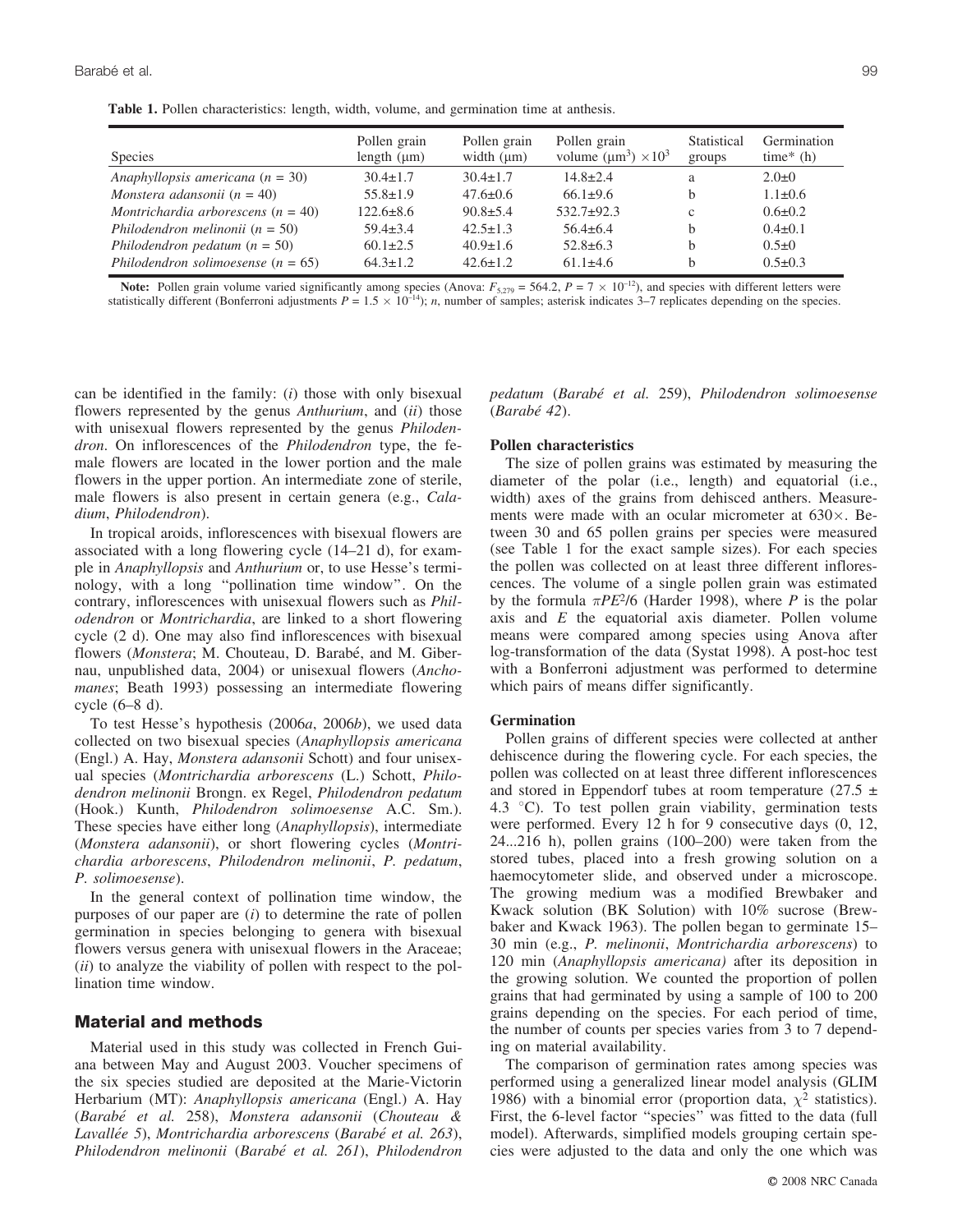**Table 1.** Pollen characteristics: length, width, volume, and germination time at anthesis.

| Species | Pollen grain length (μm) | Pollen grain width (μm) | Pollen grain volume (μm$^3$) $\times 10^3$ | Statistical groups | Germination time* (h) |
|---|---|---|---|---|---|
| *Anaphyllopsis americana* ($n$ = 30) | 30.4±1.7 | 30.4±1.7 | 14.8±2.4 | a | 2.0±0 |
| *Monstera adansonii* ($n$ = 40) | 55.8±1.9 | 47.6±0.6 | 66.1±9.6 | b | 1.1±0.6 |
| *Montrichardia arborescens* ($n$ = 40) | 122.6±8.6 | 90.8±5.4 | 532.7±92.3 | c | 0.6±0.2 |
| *Philodendron melinonii* ($n$ = 50) | 59.4±3.4 | 42.5±1.3 | 56.4±6.4 | b | 0.4±0.1 |
| *Philodendron pedatum* ($n$ = 50) | 60.1±2.5 | 40.9±1.6 | 52.8±6.3 | b | 0.5±0 |
| *Philodendron solimoesense* ($n$ = 65) | 64.3±1.2 | 42.6±1.2 | 61.1±4.6 | b | 0.5±0.3 |

**Note:** Pollen grain volume varied significantly among species (Anova: $F_{5,279}$ = 564.2, $P = 7 \times 10^{-12}$), and species with different letters were statistically different (Bonferroni adjustments $P = 1.5 \times 10^{-14}$); $n$, number of samples; asterisk indicates 3–7 replicates depending on the species.

can be identified in the family: (*i*) those with only bisexual flowers represented by the genus *Anthurium*, and (*ii*) those with unisexual flowers represented by the genus *Philodendron*. On inflorescences of the *Philodendron* type, the female flowers are located in the lower portion and the male flowers in the upper portion. An intermediate zone of sterile, male flowers is also present in certain genera (e.g., *Caladium*, *Philodendron*).

In tropical aroids, inflorescences with bisexual flowers are associated with a long flowering cycle (14–21 d), for example in *Anaphyllopsis* and *Anthurium* or, to use Hesse's terminology, with a long "pollination time window". On the contrary, inflorescences with unisexual flowers such as *Philodendron* or *Montrichardia*, are linked to a short flowering cycle (2 d). One may also find inflorescences with bisexual flowers (*Monstera*; M. Chouteau, D. Barabé, and M. Gibernau, unpublished data, 2004) or unisexual flowers (*Anchomanes*; Beath 1993) possessing an intermediate flowering cycle (6–8 d).

To test Hesse's hypothesis (2006*a*, 2006*b*), we used data collected on two bisexual species (*Anaphyllopsis americana* (Engl.) A. Hay, *Monstera adansonii* Schott) and four unisexual species (*Montrichardia arborescens* (L.) Schott, *Philodendron melinonii* Brongn. ex Regel, *Philodendron pedatum* (Hook.) Kunth, *Philodendron solimoesense* A.C. Sm.). These species have either long (*Anaphyllopsis*), intermediate (*Monstera adansonii*), or short flowering cycles (*Montrichardia arborescens*, *Philodendron melinonii*, *P. pedatum*, *P. solimoesense*).

In the general context of pollination time window, the purposes of our paper are (*i*) to determine the rate of pollen germination in species belonging to genera with bisexual flowers versus genera with unisexual flowers in the Araceae; (*ii*) to analyze the viability of pollen with respect to the pollination time window.

## Material and methods

Material used in this study was collected in French Guiana between May and August 2003. Voucher specimens of the six species studied are deposited at the Marie-Victorin Herbarium (MT): *Anaphyllopsis americana* (Engl.) A. Hay (*Barabé et al.* 258), *Monstera adansonii* (*Chouteau & Lavallée 5*), *Montrichardia arborescens* (*Barabé et al. 263*), *Philodendron melinonii* (*Barabé et al.* 261), *Philodendron pedatum* (*Barabé et al.* 259), *Philodendron solimoesense* (*Barabé 42*).

### Pollen characteristics

The size of pollen grains was estimated by measuring the diameter of the polar (i.e., length) and equatorial (i.e., width) axes of the grains from dehisced anthers. Measurements were made with an ocular micrometer at 630×. Between 30 and 65 pollen grains per species were measured (see Table 1 for the exact sample sizes). For each species the pollen was collected on at least three different inflorescences. The volume of a single pollen grain was estimated by the formula $\pi PE^2/6$ (Harder 1998), where $P$ is the polar axis and $E$ the equatorial axis diameter. Pollen volume means were compared among species using Anova after log-transformation of the data (Systat 1998). A post-hoc test with a Bonferroni adjustment was performed to determine which pairs of means differ significantly.

### Germination

Pollen grains of different species were collected at anther dehiscence during the flowering cycle. For each species, the pollen was collected on at least three different inflorescences and stored in Eppendorf tubes at room temperature (27.5 ± 4.3 °C). To test pollen grain viability, germination tests were performed. Every 12 h for 9 consecutive days (0, 12, 24...216 h), pollen grains (100–200) were taken from the stored tubes, placed into a fresh growing solution on a haemocytometer slide, and observed under a microscope. The growing medium was a modified Brewbaker and Kwack solution (BK Solution) with 10% sucrose (Brewbaker and Kwack 1963). The pollen began to germinate 15–30 min (e.g., *P. melinonii*, *Montrichardia arborescens*) to 120 min (*Anaphyllopsis americana)* after its deposition in the growing solution. We counted the proportion of pollen grains that had germinated by using a sample of 100 to 200 grains depending on the species. For each period of time, the number of counts per species varies from 3 to 7 depending on material availability.

The comparison of germination rates among species was performed using a generalized linear model analysis (GLIM 1986) with a binomial error (proportion data, $\chi^2$ statistics). First, the 6-level factor "species" was fitted to the data (full model). Afterwards, simplified models grouping certain species were adjusted to the data and only the one which was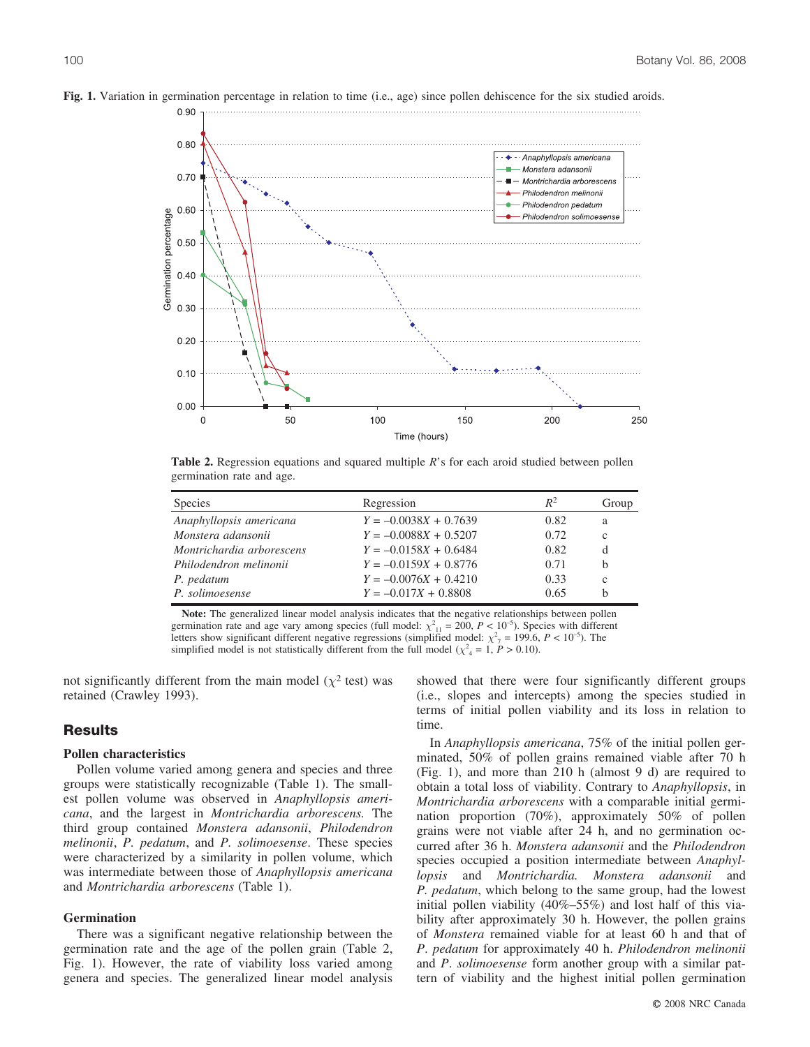**Fig. 1.** Variation in germination percentage in relation to time (i.e., age) since pollen dehiscence for the six studied aroids.

**Table 2.** Regression equations and squared multiple $R$'s for each aroid studied between pollen germination rate and age.

| Species | Regression | $R^2$ | Group |
|---|---|---|---|
| *Anaphyllopsis americana* | $Y = -0.0038X + 0.7639$ | 0.82 | a |
| *Monstera adansonii* | $Y = -0.0088X + 0.5207$ | 0.72 | c |
| *Montrichardia arborescens* | $Y = -0.0158X + 0.6484$ | 0.82 | d |
| *Philodendron melinonii* | $Y = -0.0159X + 0.8776$ | 0.71 | b |
| *P. pedatum* | $Y = -0.0076X + 0.4210$ | 0.33 | c |
| *P. solimoesense* | $Y = -0.017X + 0.8808$ | 0.65 | b |

**Note:** The generalized linear model analysis indicates that the negative relationships between pollen germination rate and age vary among species (full model: $\chi^2_{11} = 200$, $P < 10^{-5}$). Species with different letters show significant different negative regressions (simplified model: $\chi^2_7 = 199.6$, $P < 10^{-5}$). The simplified model is not statistically different from the full model ($\chi^2_4 = 1$, $P > 0.10$).

not significantly different from the main model ($\chi^2$ test) was retained (Crawley 1993).

## Results

### Pollen characteristics

Pollen volume varied among genera and species and three groups were statistically recognizable (Table 1). The smallest pollen volume was observed in *Anaphyllopsis americana*, and the largest in *Montrichardia arborescens.* The third group contained *Monstera adansonii*, *Philodendron melinonii*, *P. pedatum*, and *P. solimoesense*. These species were characterized by a similarity in pollen volume, which was intermediate between those of *Anaphyllopsis americana* and *Montrichardia arborescens* (Table 1).

### Germination

There was a significant negative relationship between the germination rate and the age of the pollen grain (Table 2, Fig. 1). However, the rate of viability loss varied among genera and species. The generalized linear model analysis showed that there were four significantly different groups (i.e., slopes and intercepts) among the species studied in terms of initial pollen viability and its loss in relation to time.

In *Anaphyllopsis americana*, 75% of the initial pollen germinated, 50% of pollen grains remained viable after 70 h (Fig. 1), and more than 210 h (almost 9 d) are required to obtain a total loss of viability. Contrary to *Anaphyllopsis*, in *Montrichardia arborescens* with a comparable initial germination proportion (70%), approximately 50% of pollen grains were not viable after 24 h, and no germination occurred after 36 h. *Monstera adansonii* and the *Philodendron* species occupied a position intermediate between *Anaphyllopsis* and *Montrichardia. Monstera adansonii* and *P. pedatum*, which belong to the same group, had the lowest initial pollen viability (40%–55%) and lost half of this viability after approximately 30 h. However, the pollen grains of *Monstera* remained viable for at least 60 h and that of *P. pedatum* for approximately 40 h. *Philodendron melinonii* and *P. solimoesense* form another group with a similar pattern of viability and the highest initial pollen germination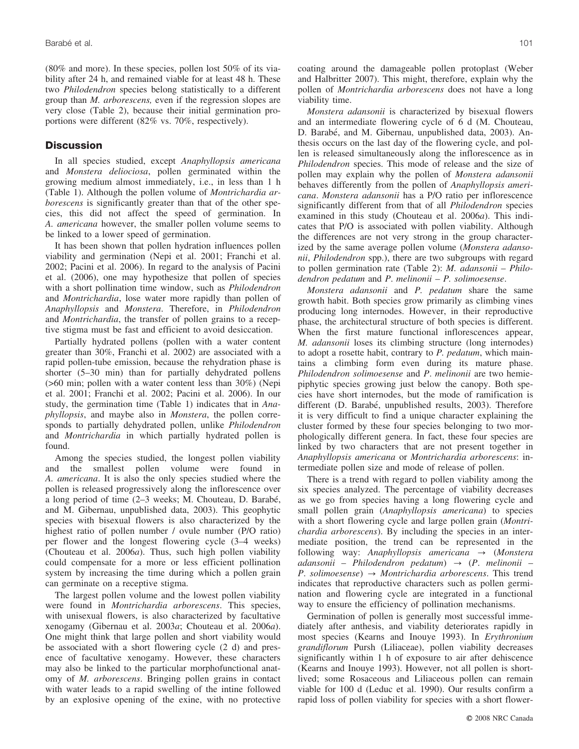(80% and more). In these species, pollen lost 50% of its viability after 24 h, and remained viable for at least 48 h. These two *Philodendron* species belong statistically to a different group than *M. arborescens,* even if the regression slopes are very close (Table 2), because their initial germination proportions were different (82% vs. 70%, respectively).

## Discussion

In all species studied, except *Anaphyllopsis americana* and *Monstera deliociosa*, pollen germinated within the growing medium almost immediately, i.e., in less than 1 h (Table 1). Although the pollen volume of *Montrichardia arborescens* is significantly greater than that of the other species, this did not affect the speed of germination. In *A. americana* however, the smaller pollen volume seems to be linked to a lower speed of germination.

It has been shown that pollen hydration influences pollen viability and germination (Nepi et al. 2001; Franchi et al. 2002; Pacini et al. 2006). In regard to the analysis of Pacini et al. (2006), one may hypothesize that pollen of species with a short pollination time window, such as *Philodendron* and *Montrichardia*, lose water more rapidly than pollen of *Anaphyllopsis* and *Monstera*. Therefore, in *Philodendron* and *Montrichardia*, the transfer of pollen grains to a receptive stigma must be fast and efficient to avoid desiccation.

Partially hydrated pollens (pollen with a water content greater than 30%, Franchi et al. 2002) are associated with a rapid pollen-tube emission, because the rehydration phase is shorter (5–30 min) than for partially dehydrated pollens (>60 min; pollen with a water content less than 30%) (Nepi et al. 2001; Franchi et al. 2002; Pacini et al. 2006). In our study, the germination time (Table 1) indicates that in *Anaphyllopsis*, and maybe also in *Monstera*, the pollen corresponds to partially dehydrated pollen, unlike *Philodendron* and *Montrichardia* in which partially hydrated pollen is found.

Among the species studied, the longest pollen viability and the smallest pollen volume were found in *A. americana*. It is also the only species studied where the pollen is released progressively along the inflorescence over a long period of time (2–3 weeks; M. Chouteau, D. Barabé, and M. Gibernau, unpublished data, 2003). This geophytic species with bisexual flowers is also characterized by the highest ratio of pollen number / ovule number (P/O ratio) per flower and the longest flowering cycle (3–4 weeks) (Chouteau et al. 2006*a*). Thus, such high pollen viability could compensate for a more or less efficient pollination system by increasing the time during which a pollen grain can germinate on a receptive stigma.

The largest pollen volume and the lowest pollen viability were found in *Montrichardia arborescens*. This species, with unisexual flowers, is also characterized by facultative xenogamy (Gibernau et al. 2003*a*; Chouteau et al. 2006*a*). One might think that large pollen and short viability would be associated with a short flowering cycle (2 d) and presence of facultative xenogamy. However, these characters may also be linked to the particular morphofunctional anatomy of *M. arborescens*. Bringing pollen grains in contact with water leads to a rapid swelling of the intine followed by an explosive opening of the exine, with no protective coating around the damageable pollen protoplast (Weber and Halbritter 2007). This might, therefore, explain why the pollen of *Montrichardia arborescens* does not have a long viability time.

*Monstera adansonii* is characterized by bisexual flowers and an intermediate flowering cycle of 6 d (M. Chouteau, D. Barabé, and M. Gibernau, unpublished data, 2003). Anthesis occurs on the last day of the flowering cycle, and pollen is released simultaneously along the inflorescence as in *Philodendron* species. This mode of release and the size of pollen may explain why the pollen of *Monstera adansonii* behaves differently from the pollen of *Anaphyllopsis americana*. *Monstera adansonii* has a P/O ratio per inflorescence significantly different from that of all *Philodendron* species examined in this study (Chouteau et al. 2006*a*). This indicates that P/O is associated with pollen viability. Although the differences are not very strong in the group characterized by the same average pollen volume (*Monstera adansonii*, *Philodendron* spp.), there are two subgroups with regard to pollen germination rate (Table 2): *M. adansonii – Philodendron pedatum* and *P. melinonii – P. solimoesense*.

*Monstera adansonii* and *P. pedatum* share the same growth habit. Both species grow primarily as climbing vines producing long internodes. However, in their reproductive phase, the architectural structure of both species is different. When the first mature functional inflorescences appear, *M. adansonii* loses its climbing structure (long internodes) to adopt a rosette habit, contrary to *P. pedatum*, which maintains a climbing form even during its mature phase. *Philodendron solimoesense* and *P. melinonii* are two hemiepiphytic species growing just below the canopy. Both species have short internodes, but the mode of ramification is different (D. Barabé, unpublished results, 2003). Therefore it is very difficult to find a unique character explaining the cluster formed by these four species belonging to two morphologically different genera. In fact, these four species are linked by two characters that are not present together in *Anaphyllopsis americana* or *Montrichardia arborescens*: intermediate pollen size and mode of release of pollen.

There is a trend with regard to pollen viability among the six species analyzed. The percentage of viability decreases as we go from species having a long flowering cycle and small pollen grain (*Anaphyllopsis americana*) to species with a short flowering cycle and large pollen grain (*Montrichardia arborescens*). By including the species in an intermediate position, the trend can be represented in the following way: *Anaphyllopsis americana* → (*Monstera adansonii – Philodendron pedatum*) → (*P. melinonii – P. solimoesense*) → *Montrichardia arborescens*. This trend indicates that reproductive characters such as pollen germination and flowering cycle are integrated in a functional way to ensure the efficiency of pollination mechanisms.

Germination of pollen is generally most successful immediately after anthesis, and viability deteriorates rapidly in most species (Kearns and Inouye 1993). In *Erythronium grandiflorum* Pursh (Liliaceae), pollen viability decreases significantly within 1 h of exposure to air after dehiscence (Kearns and Inouye 1993). However, not all pollen is short-lived; some Rosaceous and Liliaceous pollen can remain viable for 100 d (Leduc et al. 1990). Our results confirm a rapid loss of pollen viability for species with a short flower-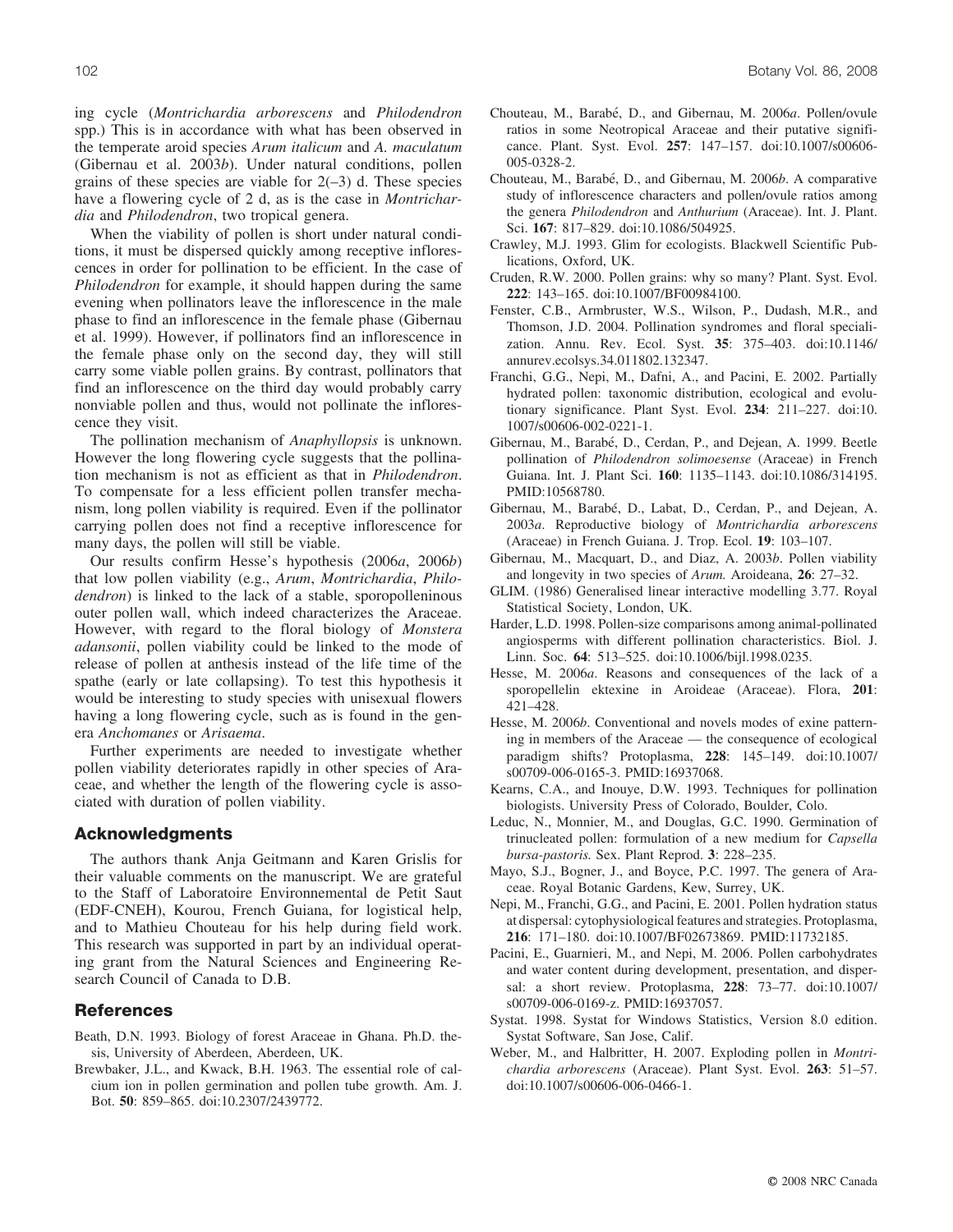ing cycle (*Montrichardia arborescens* and *Philodendron* spp.) This is in accordance with what has been observed in the temperate aroid species *Arum italicum* and *A. maculatum* (Gibernau et al. 2003*b*). Under natural conditions, pollen grains of these species are viable for 2(–3) d. These species have a flowering cycle of 2 d, as is the case in *Montrichardia* and *Philodendron*, two tropical genera.

When the viability of pollen is short under natural conditions, it must be dispersed quickly among receptive inflorescences in order for pollination to be efficient. In the case of *Philodendron* for example, it should happen during the same evening when pollinators leave the inflorescence in the male phase to find an inflorescence in the female phase (Gibernau et al. 1999). However, if pollinators find an inflorescence in the female phase only on the second day, they will still carry some viable pollen grains. By contrast, pollinators that find an inflorescence on the third day would probably carry nonviable pollen and thus, would not pollinate the inflorescence they visit.

The pollination mechanism of *Anaphyllopsis* is unknown. However the long flowering cycle suggests that the pollination mechanism is not as efficient as that in *Philodendron*. To compensate for a less efficient pollen transfer mechanism, long pollen viability is required. Even if the pollinator carrying pollen does not find a receptive inflorescence for many days, the pollen will still be viable.

Our results confirm Hesse's hypothesis (2006*a*, 2006*b*) that low pollen viability (e.g., *Arum*, *Montrichardia*, *Philodendron*) is linked to the lack of a stable, sporopolleninous outer pollen wall, which indeed characterizes the Araceae. However, with regard to the floral biology of *Monstera adansonii*, pollen viability could be linked to the mode of release of pollen at anthesis instead of the life time of the spathe (early or late collapsing). To test this hypothesis it would be interesting to study species with unisexual flowers having a long flowering cycle, such as is found in the genera *Anchomanes* or *Arisaema*.

Further experiments are needed to investigate whether pollen viability deteriorates rapidly in other species of Araceae, and whether the length of the flowering cycle is associated with duration of pollen viability.

## Acknowledgments

The authors thank Anja Geitmann and Karen Grislis for their valuable comments on the manuscript. We are grateful to the Staff of Laboratoire Environnemental de Petit Saut (EDF-CNEH), Kourou, French Guiana, for logistical help, and to Mathieu Chouteau for his help during field work. This research was supported in part by an individual operating grant from the Natural Sciences and Engineering Research Council of Canada to D.B.

## References

Beath, D.N. 1993. Biology of forest Araceae in Ghana. Ph.D. thesis, University of Aberdeen, Aberdeen, UK.

Brewbaker, J.L., and Kwack, B.H. 1963. The essential role of calcium ion in pollen germination and pollen tube growth. Am. J. Bot. **50**: 859–865. doi:10.2307/2439772.

Chouteau, M., Barabé, D., and Gibernau, M. 2006*a*. Pollen/ovule ratios in some Neotropical Araceae and their putative significance. Plant. Syst. Evol. **257**: 147–157. doi:10.1007/s00606-005-0328-2.

Chouteau, M., Barabé, D., and Gibernau, M. 2006*b*. A comparative study of inflorescence characters and pollen/ovule ratios among the genera *Philodendron* and *Anthurium* (Araceae). Int. J. Plant. Sci. **167**: 817–829. doi:10.1086/504925.

Crawley, M.J. 1993. Glim for ecologists. Blackwell Scientific Publications, Oxford, UK.

Cruden, R.W. 2000. Pollen grains: why so many? Plant. Syst. Evol. **222**: 143–165. doi:10.1007/BF00984100.

Fenster, C.B., Armbruster, W.S., Wilson, P., Dudash, M.R., and Thomson, J.D. 2004. Pollination syndromes and floral specialization. Annu. Rev. Ecol. Syst. **35**: 375–403. doi:10.1146/annurev.ecolsys.34.011802.132347.

Franchi, G.G., Nepi, M., Dafni, A., and Pacini, E. 2002. Partially hydrated pollen: taxonomic distribution, ecological and evolutionary significance. Plant Syst. Evol. **234**: 211–227. doi:10.1007/s00606-002-0221-1.

Gibernau, M., Barabé, D., Cerdan, P., and Dejean, A. 1999. Beetle pollination of *Philodendron solimoesense* (Araceae) in French Guiana. Int. J. Plant Sci. **160**: 1135–1143. doi:10.1086/314195. PMID:10568780.

Gibernau, M., Barabé, D., Labat, D., Cerdan, P., and Dejean, A. 2003*a*. Reproductive biology of *Montrichardia arborescens* (Araceae) in French Guiana. J. Trop. Ecol. **19**: 103–107.

Gibernau, M., Macquart, D., and Diaz, A. 2003*b*. Pollen viability and longevity in two species of *Arum.* Aroideana, **26**: 27–32.

GLIM. (1986) Generalised linear interactive modelling 3.77. Royal Statistical Society, London, UK.

Harder, L.D. 1998. Pollen-size comparisons among animal-pollinated angiosperms with different pollination characteristics. Biol. J. Linn. Soc. **64**: 513–525. doi:10.1006/bijl.1998.0235.

Hesse, M. 2006*a*. Reasons and consequences of the lack of a sporopellelin ektexine in Aroideae (Araceae). Flora, **201**: 421–428.

Hesse, M. 2006*b*. Conventional and novels modes of exine patterning in members of the Araceae — the consequence of ecological paradigm shifts? Protoplasma, **228**: 145–149. doi:10.1007/s00709-006-0165-3. PMID:16937068.

Kearns, C.A., and Inouye, D.W. 1993. Techniques for pollination biologists. University Press of Colorado, Boulder, Colo.

Leduc, N., Monnier, M., and Douglas, G.C. 1990. Germination of trinucleated pollen: formulation of a new medium for *Capsella bursa-pastoris.* Sex. Plant Reprod. **3**: 228–235.

Mayo, S.J., Bogner, J., and Boyce, P.C. 1997. The genera of Araceae. Royal Botanic Gardens, Kew, Surrey, UK.

Nepi, M., Franchi, G.G., and Pacini, E. 2001. Pollen hydration status at dispersal: cytophysiological features and strategies. Protoplasma, **216**: 171–180. doi:10.1007/BF02673869. PMID:11732185.

Pacini, E., Guarnieri, M., and Nepi, M. 2006. Pollen carbohydrates and water content during development, presentation, and dispersal: a short review. Protoplasma, **228**: 73–77. doi:10.1007/s00709-006-0169-z. PMID:16937057.

Systat. 1998. Systat for Windows Statistics, Version 8.0 edition. Systat Software, San Jose, Calif.

Weber, M., and Halbritter, H. 2007. Exploding pollen in *Montrichardia arborescens* (Araceae). Plant Syst. Evol. **263**: 51–57. doi:10.1007/s00606-006-0466-1.